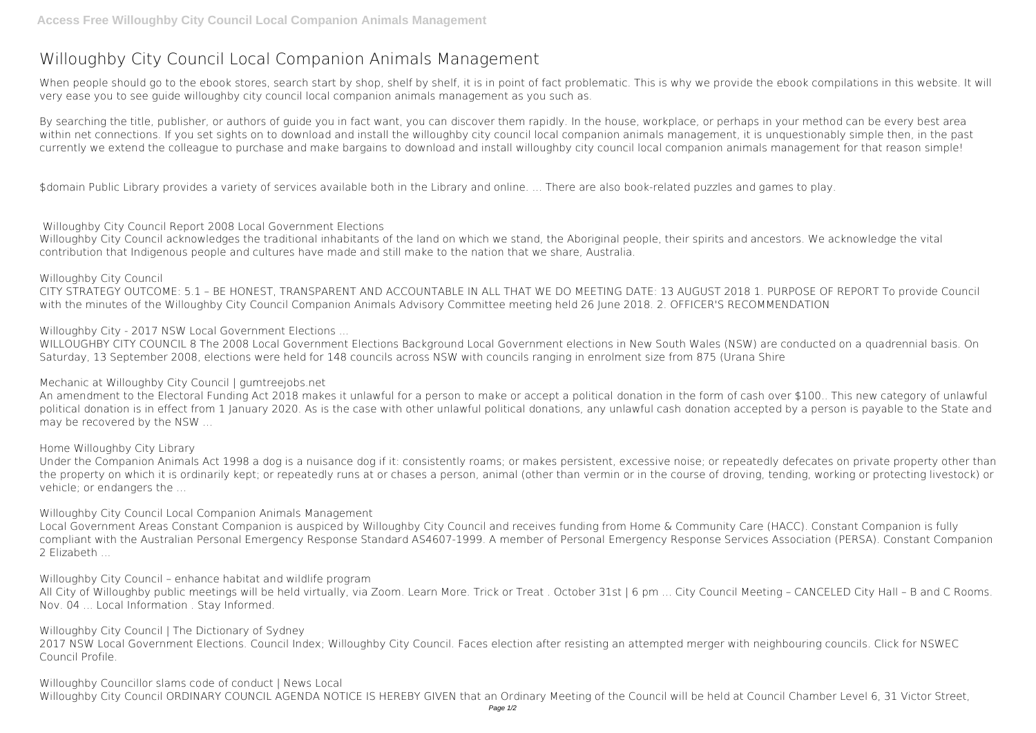# Willoughby City Council Local Companion Animals Management

When people should go to the ebook stores, search start by shop, shelf by shelf, it is in point of fact problematic. This is why we provide the ebook compilations in this website. It will very ease you to see guide willoughby city council local companion animals management as you such as.

By searching the title, publisher, or authors of guide you in fact want, you can discover them rapidly. In the house, workplace, or perhaps in your method can be every best area within net connections. If you set sights on to download and install the willoughby city council local companion animals management, it is unquestionably simple then, in the past currently we extend the colleague to purchase and make bargains to download and install willoughby city council local companion animals management for that reason simple!

$domain Public Library provides a variety of services available both in the Library and online. ... There are also book-related puzzles and games to play.

**Willoughby City Council Report 2008 Local Government Elections**

Willoughby City Council acknowledges the traditional inhabitants of the land on which we stand, the Aboriginal people, their spirits and ancestors. We acknowledge the vital contribution that Indigenous people and cultures have made and still make to the nation that we share, Australia.

**Willoughby City Council**

CITY STRATEGY OUTCOME: 5.1 – BE HONEST, TRANSPARENT AND ACCOUNTABLE IN ALL THAT WE DO MEETING DATE: 13 AUGUST 2018 1. PURPOSE OF REPORT To provide Council with the minutes of the Willoughby City Council Companion Animals Advisory Committee meeting held 26 June 2018. 2. OFFICER'S RECOMMENDATION

**Willoughby City - 2017 NSW Local Government Elections ...**

WILLOUGHBY CITY COUNCIL 8 The 2008 Local Government Elections Background Local Government elections in New South Wales (NSW) are conducted on a quadrennial basis. On Saturday, 13 September 2008, elections were held for 148 councils across NSW with councils ranging in enrolment size from 875 (Urana Shire

**Mechanic at Willoughby City Council | gumtreejobs.net**

An amendment to the Electoral Funding Act 2018 makes it unlawful for a person to make or accept a political donation in the form of cash over $100.. This new category of unlawful political donation is in effect from 1 January 2020. As is the case with other unlawful political donations, any unlawful cash donation accepted by a person is payable to the State and may be recovered by the NSW ...

**Home Willoughby City Library**

Under the Companion Animals Act 1998 a dog is a nuisance dog if it: consistently roams; or makes persistent, excessive noise; or repeatedly defecates on private property other than the property on which it is ordinarily kept; or repeatedly runs at or chases a person, animal (other than vermin or in the course of droving, tending, working or protecting livestock) or vehicle; or endangers the ...

**Willoughby City Council Local Companion Animals Management**

Local Government Areas Constant Companion is auspiced by Willoughby City Council and receives funding from Home & Community Care (HACC). Constant Companion is fully compliant with the Australian Personal Emergency Response Standard AS4607-1999. A member of Personal Emergency Response Services Association (PERSA). Constant Companion 2 Elizabeth ...

**Willoughby City Council – enhance habitat and wildlife program**

All City of Willoughby public meetings will be held virtually, via Zoom. Learn More. Trick or Treat . October 31st | 6 pm ... City Council Meeting – CANCELED City Hall – B and C Rooms. Nov. 04 ... Local Information . Stay Informed.

**Willoughby City Council | The Dictionary of Sydney**

2017 NSW Local Government Elections. Council Index; Willoughby City Council. Faces election after resisting an attempted merger with neighbouring councils. Click for NSWEC Council Profile.

**Willoughby Councillor slams code of conduct | News Local**

Willoughby City Council ORDINARY COUNCIL AGENDA NOTICE IS HEREBY GIVEN that an Ordinary Meeting of the Council will be held at Council Chamber Level 6, 31 Victor Street,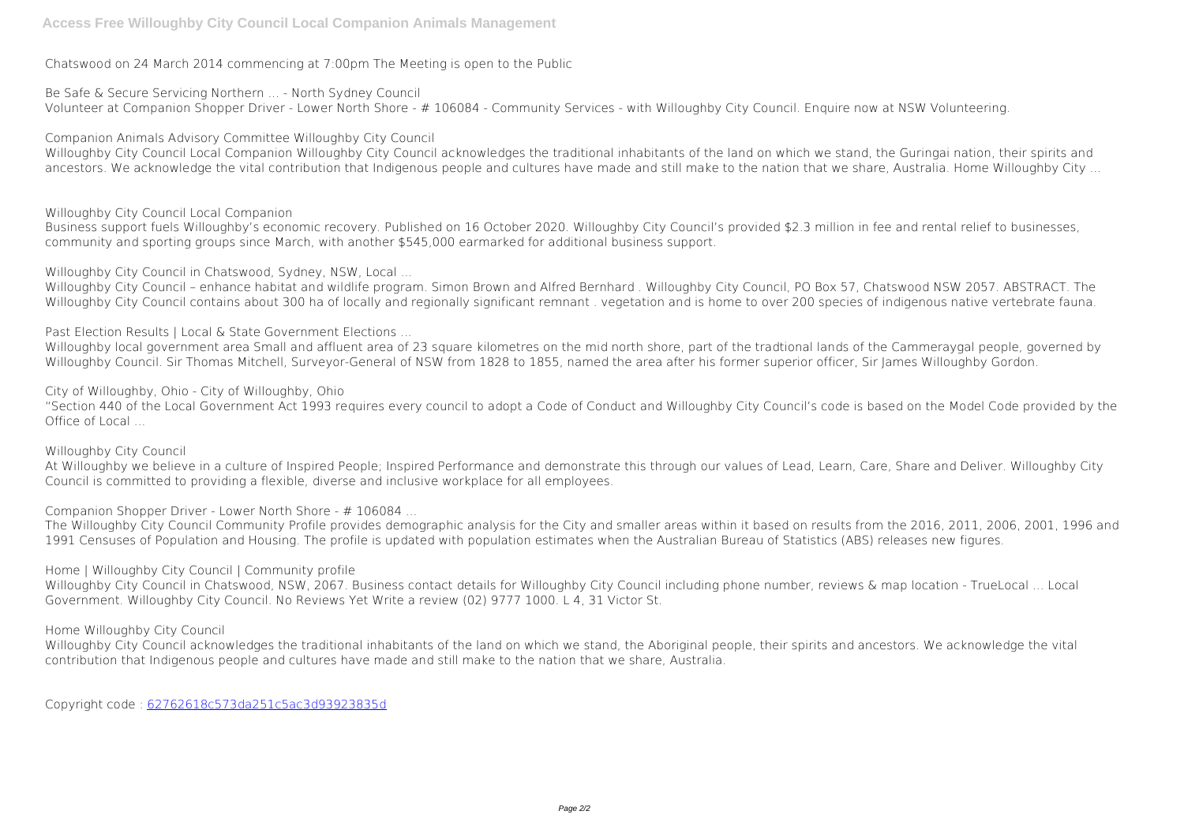Chatswood on 24 March 2014 commencing at 7:00pm The Meeting is open to the Public

**Be Safe & Secure Servicing Northern ... - North Sydney Council**

Volunteer at Companion Shopper Driver - Lower North Shore - # 106084 - Community Services - with Willoughby City Council. Enquire now at NSW Volunteering.

**Companion Animals Advisory Committee Willoughby City Council**

Willoughby City Council Local Companion Willoughby City Council acknowledges the traditional inhabitants of the land on which we stand, the Guringai nation, their spirits and ancestors. We acknowledge the vital contribution that Indigenous people and cultures have made and still make to the nation that we share, Australia. Home Willoughby City ...

**Willoughby City Council Local Companion**

Business support fuels Willoughby's economic recovery. Published on 16 October 2020. Willoughby City Council's provided $2.3 million in fee and rental relief to businesses, community and sporting groups since March, with another $545,000 earmarked for additional business support.

**Willoughby City Council in Chatswood, Sydney, NSW, Local ...**

Willoughby City Council – enhance habitat and wildlife program. Simon Brown and Alfred Bernhard . Willoughby City Council, PO Box 57, Chatswood NSW 2057. ABSTRACT. The Willoughby City Council contains about 300 ha of locally and regionally significant remnant . vegetation and is home to over 200 species of indigenous native vertebrate fauna.

**Past Election Results | Local & State Government Elections ...**

Willoughby local government area Small and affluent area of 23 square kilometres on the mid north shore, part of the tradtional lands of the Cammeraygal people, governed by Willoughby Council. Sir Thomas Mitchell, Surveyor-General of NSW from 1828 to 1855, named the area after his former superior officer, Sir James Willoughby Gordon.

**City of Willoughby, Ohio - City of Willoughby, Ohio**

"Section 440 of the Local Government Act 1993 requires every council to adopt a Code of Conduct and Willoughby City Council's code is based on the Model Code provided by the Office of Local ...

**Willoughby City Council**

At Willoughby we believe in a culture of Inspired People; Inspired Performance and demonstrate this through our values of Lead, Learn, Care, Share and Deliver. Willoughby City Council is committed to providing a flexible, diverse and inclusive workplace for all employees.

**Companion Shopper Driver - Lower North Shore - # 106084 ...**

The Willoughby City Council Community Profile provides demographic analysis for the City and smaller areas within it based on results from the 2016, 2011, 2006, 2001, 1996 and 1991 Censuses of Population and Housing. The profile is updated with population estimates when the Australian Bureau of Statistics (ABS) releases new figures.

**Home | Willoughby City Council | Community profile**

Willoughby City Council in Chatswood, NSW, 2067. Business contact details for Willoughby City Council including phone number, reviews & map location - TrueLocal ... Local Government. Willoughby City Council. No Reviews Yet Write a review (02) 9777 1000. L 4, 31 Victor St.

**Home Willoughby City Council**

Willoughby City Council acknowledges the traditional inhabitants of the land on which we stand, the Aboriginal people, their spirits and ancestors. We acknowledge the vital contribution that Indigenous people and cultures have made and still make to the nation that we share, Australia.

Copyright code : 62762618c573da251c5ac3d93923835d